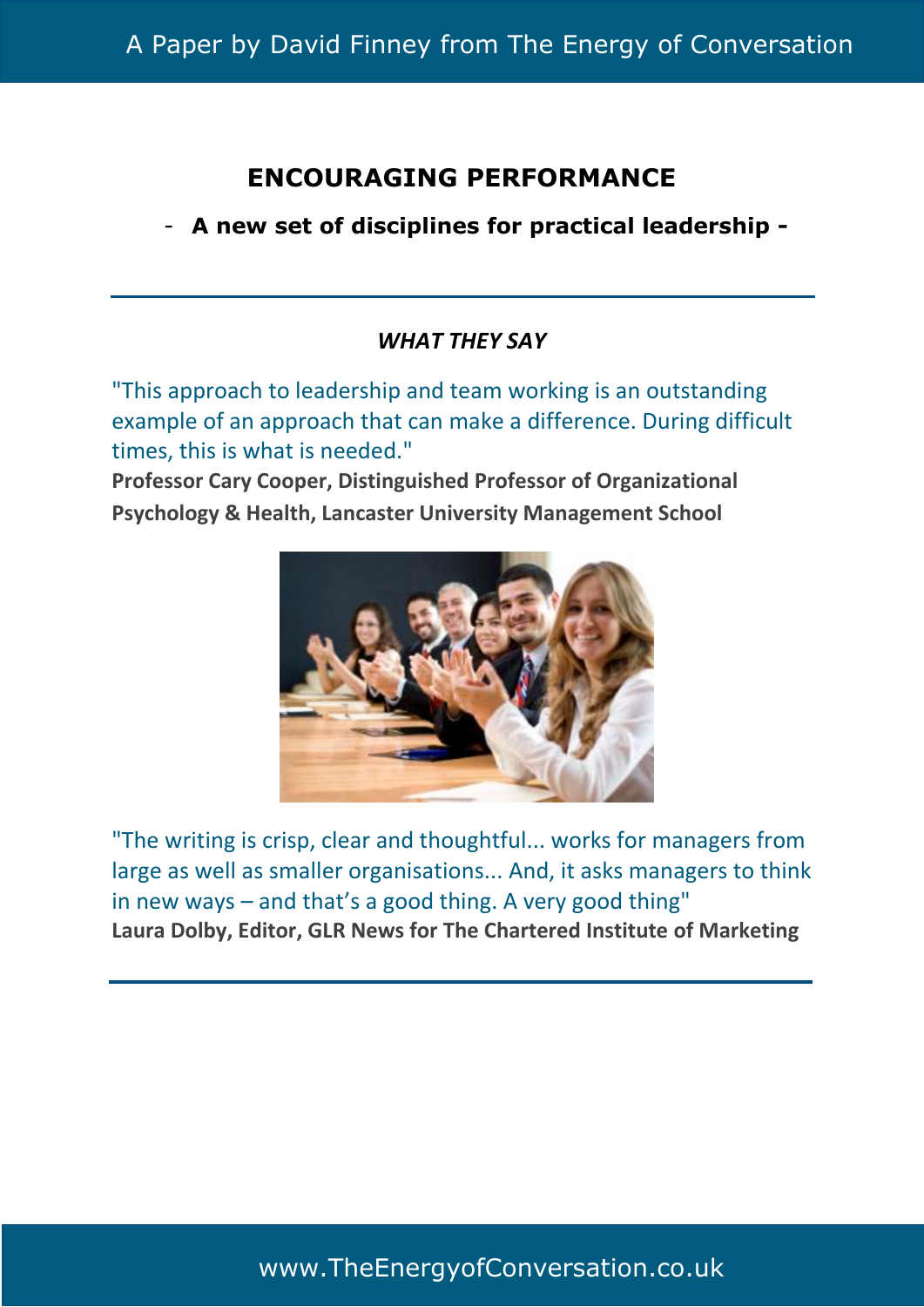A Paper by David Finney from The Energy of Conversation

# ENCOURAGING PERFORMANCE

## - A new set of disciplines for practical leadership -

---

### *WHAT THEY SAY*

"This approach to leadership and team working is an outstanding example of an approach that can make a difference. During difficult times, this is what is needed."

**Professor Cary Cooper, Distinguished Professor of Organizational Psychology & Health, Lancaster University Management School**

"The writing is crisp, clear and thoughtful... works for managers from large as well as smaller organisations... And, it asks managers to think in new ways – and that's a good thing. A very good thing"

**Laura Dolby, Editor, GLR News for The Chartered Institute of Marketing**

---

www.TheEnergyofConversation.co.uk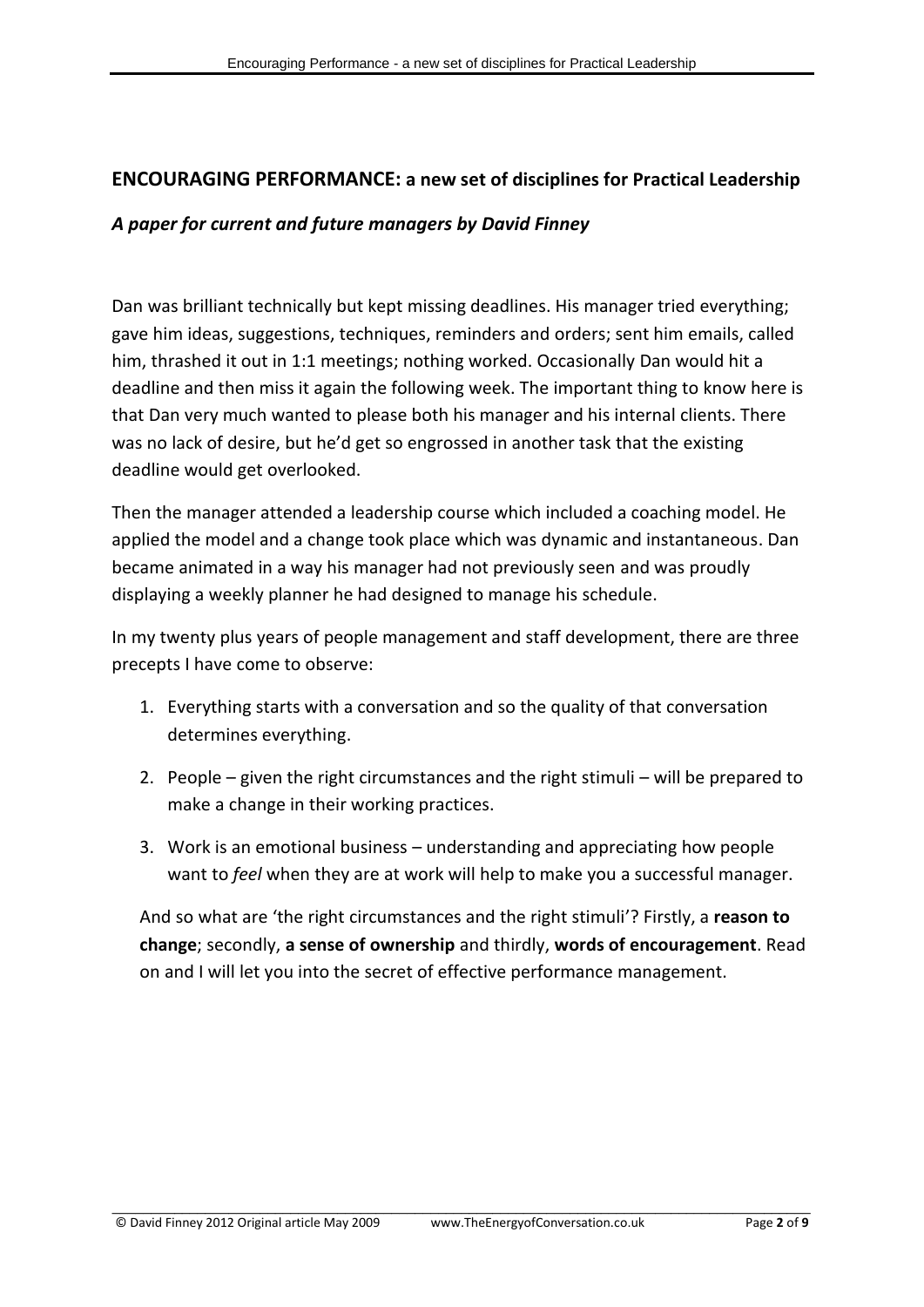## ENCOURAGING PERFORMANCE: a new set of disciplines for Practical Leadership

### *A paper for current and future managers by David Finney*

Dan was brilliant technically but kept missing deadlines. His manager tried everything; gave him ideas, suggestions, techniques, reminders and orders; sent him emails, called him, thrashed it out in 1:1 meetings; nothing worked. Occasionally Dan would hit a deadline and then miss it again the following week. The important thing to know here is that Dan very much wanted to please both his manager and his internal clients. There was no lack of desire, but he'd get so engrossed in another task that the existing deadline would get overlooked.

Then the manager attended a leadership course which included a coaching model. He applied the model and a change took place which was dynamic and instantaneous. Dan became animated in a way his manager had not previously seen and was proudly displaying a weekly planner he had designed to manage his schedule.

In my twenty plus years of people management and staff development, there are three precepts I have come to observe:

1. Everything starts with a conversation and so the quality of that conversation determines everything.
2. People – given the right circumstances and the right stimuli – will be prepared to make a change in their working practices.
3. Work is an emotional business – understanding and appreciating how people want to *feel* when they are at work will help to make you a successful manager.

And so what are 'the right circumstances and the right stimuli'? Firstly, a **reason to change**; secondly, **a sense of ownership** and thirdly, **words of encouragement**. Read on and I will let you into the secret of effective performance management.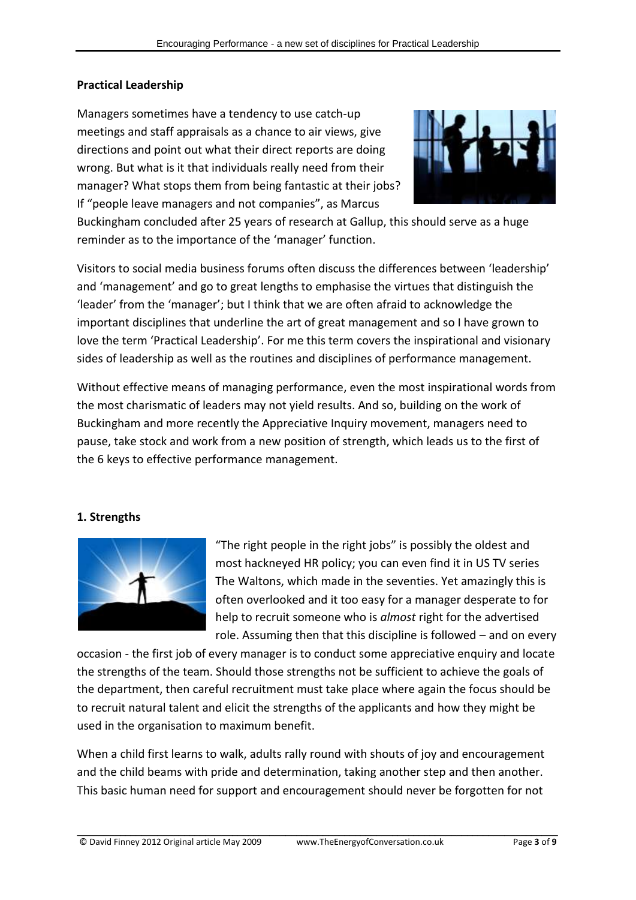**Practical Leadership**

Managers sometimes have a tendency to use catch-up meetings and staff appraisals as a chance to air views, give directions and point out what their direct reports are doing wrong. But what is it that individuals really need from their manager? What stops them from being fantastic at their jobs? If "people leave managers and not companies", as Marcus Buckingham concluded after 25 years of research at Gallup, this should serve as a huge reminder as to the importance of the 'manager' function.

Visitors to social media business forums often discuss the differences between 'leadership' and 'management' and go to great lengths to emphasise the virtues that distinguish the 'leader' from the 'manager'; but I think that we are often afraid to acknowledge the important disciplines that underline the art of great management and so I have grown to love the term 'Practical Leadership'. For me this term covers the inspirational and visionary sides of leadership as well as the routines and disciplines of performance management.

Without effective means of managing performance, even the most inspirational words from the most charismatic of leaders may not yield results. And so, building on the work of Buckingham and more recently the Appreciative Inquiry movement, managers need to pause, take stock and work from a new position of strength, which leads us to the first of the 6 keys to effective performance management.

**1. Strengths**

"The right people in the right jobs" is possibly the oldest and most hackneyed HR policy; you can even find it in US TV series The Waltons, which made in the seventies. Yet amazingly this is often overlooked and it too easy for a manager desperate to for help to recruit someone who is *almost* right for the advertised role. Assuming then that this discipline is followed – and on every occasion - the first job of every manager is to conduct some appreciative enquiry and locate the strengths of the team. Should those strengths not be sufficient to achieve the goals of the department, then careful recruitment must take place where again the focus should be to recruit natural talent and elicit the strengths of the applicants and how they might be used in the organisation to maximum benefit.

When a child first learns to walk, adults rally round with shouts of joy and encouragement and the child beams with pride and determination, taking another step and then another. This basic human need for support and encouragement should never be forgotten for not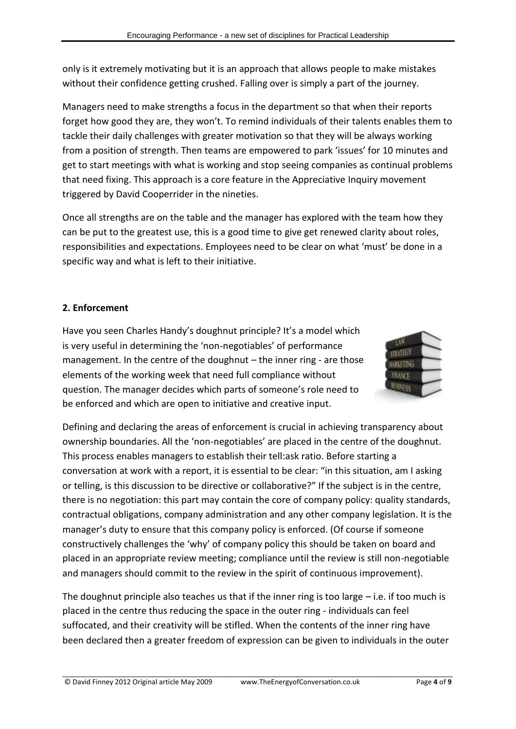only is it extremely motivating but it is an approach that allows people to make mistakes without their confidence getting crushed. Falling over is simply a part of the journey.

Managers need to make strengths a focus in the department so that when their reports forget how good they are, they won't. To remind individuals of their talents enables them to tackle their daily challenges with greater motivation so that they will be always working from a position of strength. Then teams are empowered to park 'issues' for 10 minutes and get to start meetings with what is working and stop seeing companies as continual problems that need fixing. This approach is a core feature in the Appreciative Inquiry movement triggered by David Cooperrider in the nineties.

Once all strengths are on the table and the manager has explored with the team how they can be put to the greatest use, this is a good time to give get renewed clarity about roles, responsibilities and expectations. Employees need to be clear on what 'must' be done in a specific way and what is left to their initiative.

**2. Enforcement**

Have you seen Charles Handy's doughnut principle? It's a model which is very useful in determining the 'non-negotiables' of performance management. In the centre of the doughnut – the inner ring - are those elements of the working week that need full compliance without question. The manager decides which parts of someone's role need to be enforced and which are open to initiative and creative input.

Defining and declaring the areas of enforcement is crucial in achieving transparency about ownership boundaries. All the 'non-negotiables' are placed in the centre of the doughnut. This process enables managers to establish their tell:ask ratio. Before starting a conversation at work with a report, it is essential to be clear: "in this situation, am I asking or telling, is this discussion to be directive or collaborative?" If the subject is in the centre, there is no negotiation: this part may contain the core of company policy: quality standards, contractual obligations, company administration and any other company legislation. It is the manager's duty to ensure that this company policy is enforced. (Of course if someone constructively challenges the 'why' of company policy this should be taken on board and placed in an appropriate review meeting; compliance until the review is still non-negotiable and managers should commit to the review in the spirit of continuous improvement).

The doughnut principle also teaches us that if the inner ring is too large – i.e. if too much is placed in the centre thus reducing the space in the outer ring - individuals can feel suffocated, and their creativity will be stifled. When the contents of the inner ring have been declared then a greater freedom of expression can be given to individuals in the outer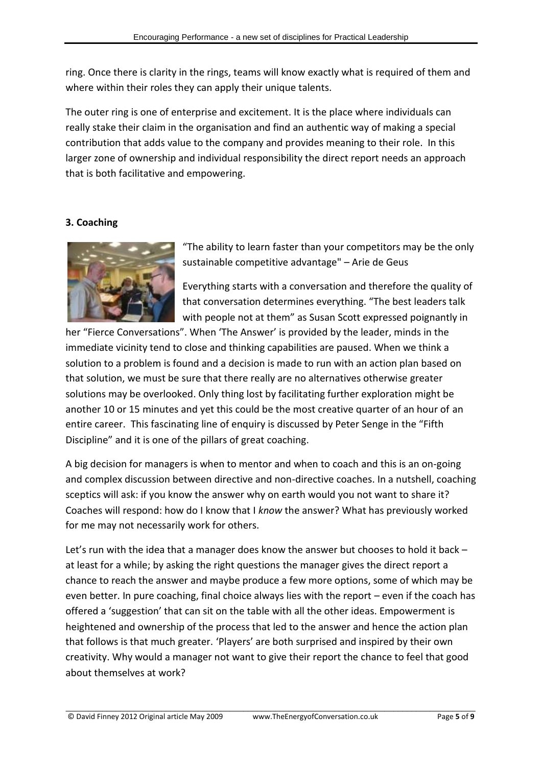ring. Once there is clarity in the rings, teams will know exactly what is required of them and where within their roles they can apply their unique talents.

The outer ring is one of enterprise and excitement. It is the place where individuals can really stake their claim in the organisation and find an authentic way of making a special contribution that adds value to the company and provides meaning to their role. In this larger zone of ownership and individual responsibility the direct report needs an approach that is both facilitative and empowering.

### 3. Coaching

"The ability to learn faster than your competitors may be the only sustainable competitive advantage" – Arie de Geus

Everything starts with a conversation and therefore the quality of that conversation determines everything. "The best leaders talk with people not at them" as Susan Scott expressed poignantly in her "Fierce Conversations". When 'The Answer' is provided by the leader, minds in the immediate vicinity tend to close and thinking capabilities are paused. When we think a solution to a problem is found and a decision is made to run with an action plan based on that solution, we must be sure that there really are no alternatives otherwise greater solutions may be overlooked. Only thing lost by facilitating further exploration might be another 10 or 15 minutes and yet this could be the most creative quarter of an hour of an entire career. This fascinating line of enquiry is discussed by Peter Senge in the "Fifth Discipline" and it is one of the pillars of great coaching.

A big decision for managers is when to mentor and when to coach and this is an on-going and complex discussion between directive and non-directive coaches. In a nutshell, coaching sceptics will ask: if you know the answer why on earth would you not want to share it? Coaches will respond: how do I know that I *know* the answer? What has previously worked for me may not necessarily work for others.

Let's run with the idea that a manager does know the answer but chooses to hold it back – at least for a while; by asking the right questions the manager gives the direct report a chance to reach the answer and maybe produce a few more options, some of which may be even better. In pure coaching, final choice always lies with the report – even if the coach has offered a 'suggestion' that can sit on the table with all the other ideas. Empowerment is heightened and ownership of the process that led to the answer and hence the action plan that follows is that much greater. 'Players' are both surprised and inspired by their own creativity. Why would a manager not want to give their report the chance to feel that good about themselves at work?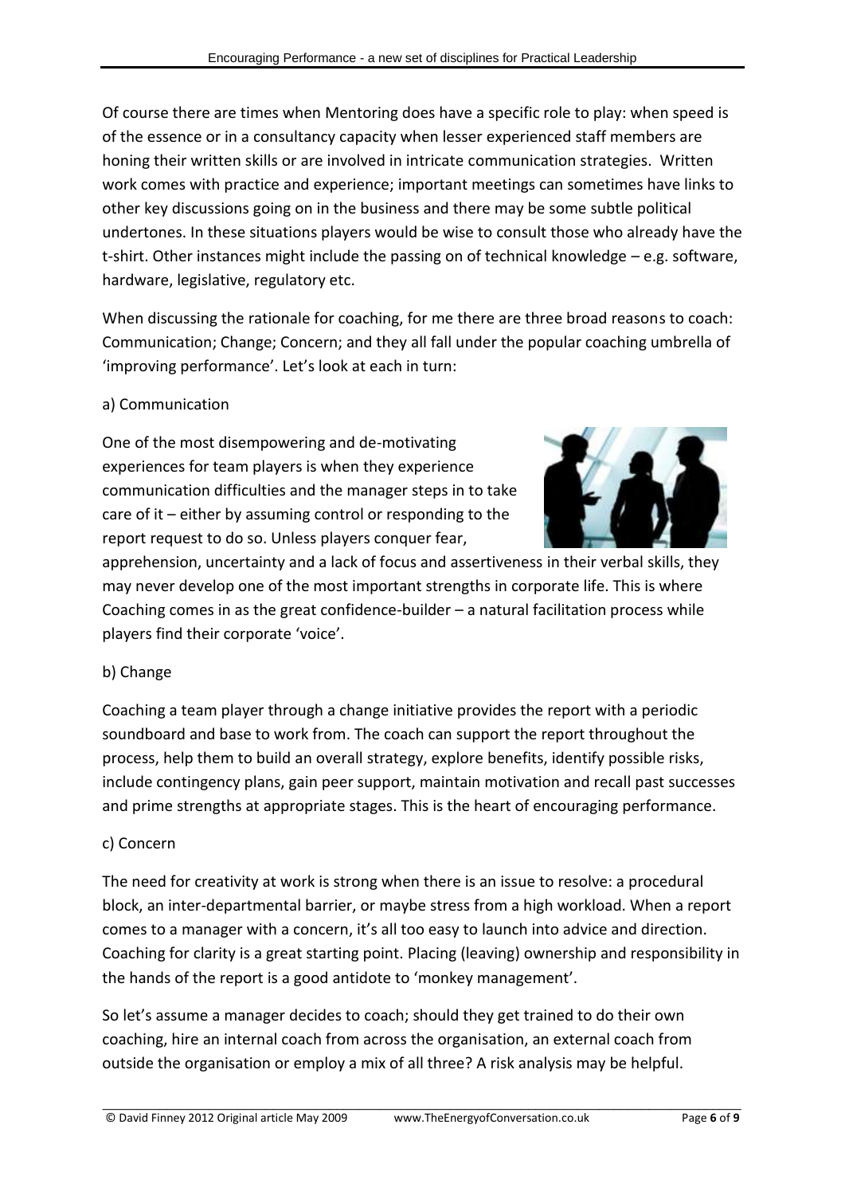Of course there are times when Mentoring does have a specific role to play: when speed is of the essence or in a consultancy capacity when lesser experienced staff members are honing their written skills or are involved in intricate communication strategies. Written work comes with practice and experience; important meetings can sometimes have links to other key discussions going on in the business and there may be some subtle political undertones. In these situations players would be wise to consult those who already have the t-shirt. Other instances might include the passing on of technical knowledge – e.g. software, hardware, legislative, regulatory etc.

When discussing the rationale for coaching, for me there are three broad reasons to coach: Communication; Change; Concern; and they all fall under the popular coaching umbrella of 'improving performance'. Let's look at each in turn:

a) Communication

One of the most disempowering and de-motivating experiences for team players is when they experience communication difficulties and the manager steps in to take care of it – either by assuming control or responding to the report request to do so. Unless players conquer fear, apprehension, uncertainty and a lack of focus and assertiveness in their verbal skills, they may never develop one of the most important strengths in corporate life. This is where Coaching comes in as the great confidence-builder – a natural facilitation process while players find their corporate 'voice'.

b) Change

Coaching a team player through a change initiative provides the report with a periodic soundboard and base to work from. The coach can support the report throughout the process, help them to build an overall strategy, explore benefits, identify possible risks, include contingency plans, gain peer support, maintain motivation and recall past successes and prime strengths at appropriate stages. This is the heart of encouraging performance.

c) Concern

The need for creativity at work is strong when there is an issue to resolve: a procedural block, an inter-departmental barrier, or maybe stress from a high workload. When a report comes to a manager with a concern, it's all too easy to launch into advice and direction. Coaching for clarity is a great starting point. Placing (leaving) ownership and responsibility in the hands of the report is a good antidote to 'monkey management'.

So let's assume a manager decides to coach; should they get trained to do their own coaching, hire an internal coach from across the organisation, an external coach from outside the organisation or employ a mix of all three? A risk analysis may be helpful.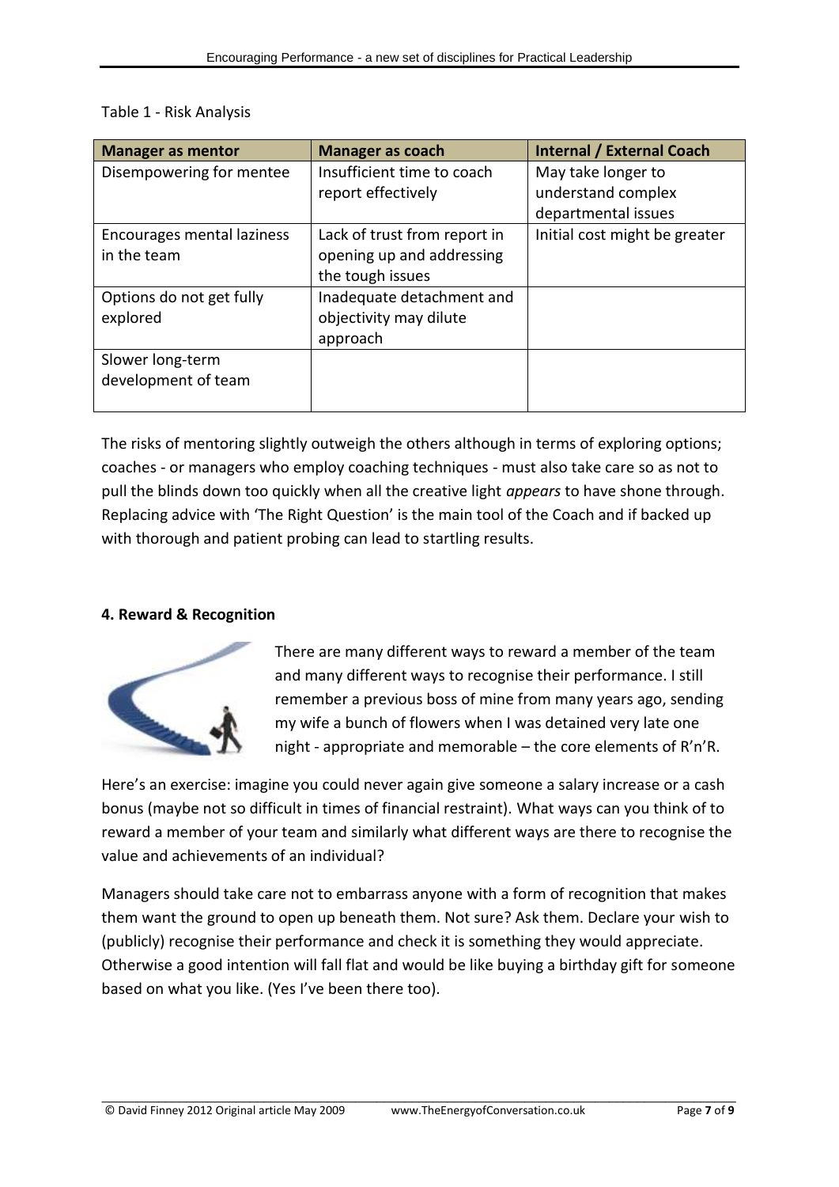Table 1 - Risk Analysis

| Manager as mentor | Manager as coach | Internal / External Coach |
|---|---|---|
| Disempowering for mentee | Insufficient time to coach report effectively | May take longer to understand complex departmental issues |
| Encourages mental laziness in the team | Lack of trust from report in opening up and addressing the tough issues | Initial cost might be greater |
| Options do not get fully explored | Inadequate detachment and objectivity may dilute approach | |
| Slower long-term development of team | | |

The risks of mentoring slightly outweigh the others although in terms of exploring options; coaches - or managers who employ coaching techniques - must also take care so as not to pull the blinds down too quickly when all the creative light *appears* to have shone through. Replacing advice with 'The Right Question' is the main tool of the Coach and if backed up with thorough and patient probing can lead to startling results.

**4. Reward & Recognition**

There are many different ways to reward a member of the team and many different ways to recognise their performance. I still remember a previous boss of mine from many years ago, sending my wife a bunch of flowers when I was detained very late one night - appropriate and memorable – the core elements of R'n'R.

Here's an exercise: imagine you could never again give someone a salary increase or a cash bonus (maybe not so difficult in times of financial restraint). What ways can you think of to reward a member of your team and similarly what different ways are there to recognise the value and achievements of an individual?

Managers should take care not to embarrass anyone with a form of recognition that makes them want the ground to open up beneath them. Not sure? Ask them. Declare your wish to (publicly) recognise their performance and check it is something they would appreciate. Otherwise a good intention will fall flat and would be like buying a birthday gift for someone based on what you like. (Yes I've been there too).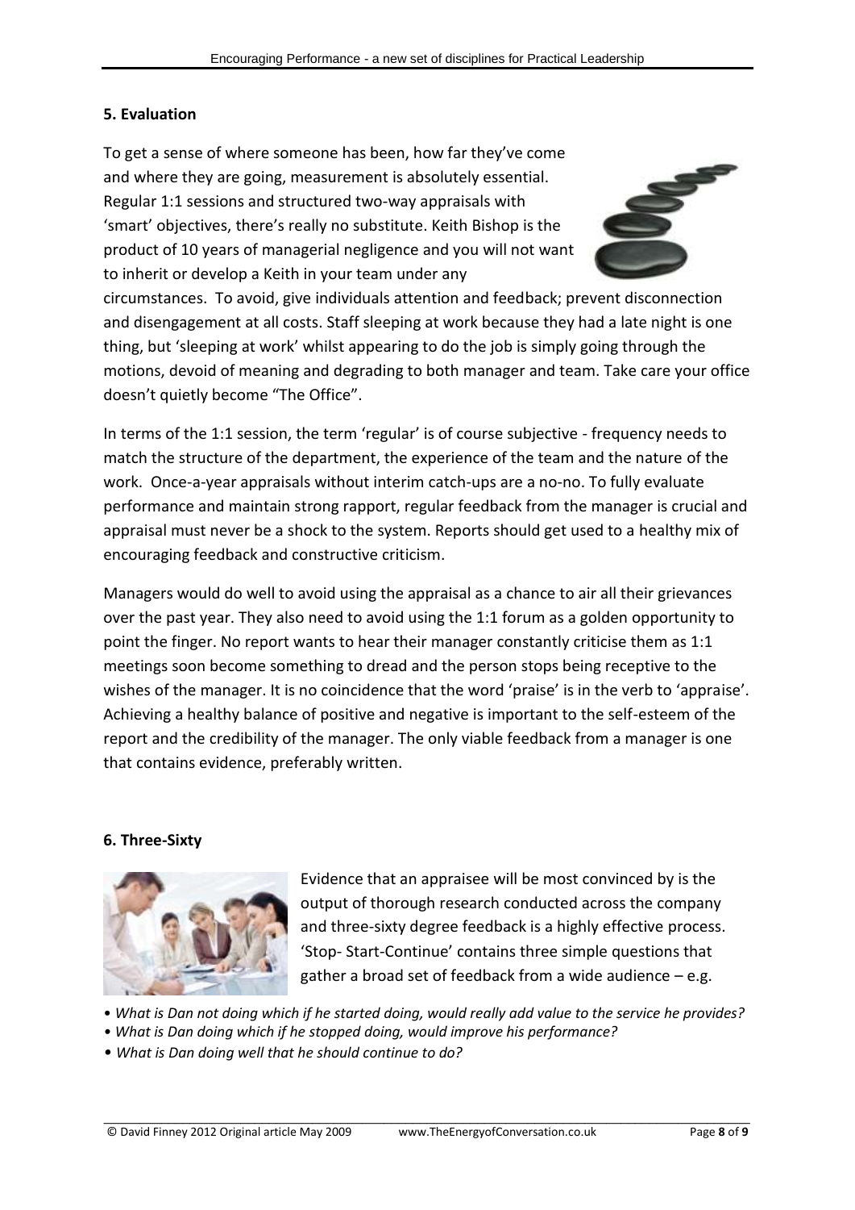**5. Evaluation**

To get a sense of where someone has been, how far they've come and where they are going, measurement is absolutely essential. Regular 1:1 sessions and structured two-way appraisals with 'smart' objectives, there's really no substitute. Keith Bishop is the product of 10 years of managerial negligence and you will not want to inherit or develop a Keith in your team under any circumstances. To avoid, give individuals attention and feedback; prevent disconnection and disengagement at all costs. Staff sleeping at work because they had a late night is one thing, but 'sleeping at work' whilst appearing to do the job is simply going through the motions, devoid of meaning and degrading to both manager and team. Take care your office doesn't quietly become "The Office".

In terms of the 1:1 session, the term 'regular' is of course subjective - frequency needs to match the structure of the department, the experience of the team and the nature of the work. Once-a-year appraisals without interim catch-ups are a no-no. To fully evaluate performance and maintain strong rapport, regular feedback from the manager is crucial and appraisal must never be a shock to the system. Reports should get used to a healthy mix of encouraging feedback and constructive criticism.

Managers would do well to avoid using the appraisal as a chance to air all their grievances over the past year. They also need to avoid using the 1:1 forum as a golden opportunity to point the finger. No report wants to hear their manager constantly criticise them as 1:1 meetings soon become something to dread and the person stops being receptive to the wishes of the manager. It is no coincidence that the word 'praise' is in the verb to 'appraise'. Achieving a healthy balance of positive and negative is important to the self-esteem of the report and the credibility of the manager. The only viable feedback from a manager is one that contains evidence, preferably written.

**6. Three-Sixty**

Evidence that an appraisee will be most convinced by is the output of thorough research conducted across the company and three-sixty degree feedback is a highly effective process. 'Stop- Start-Continue' contains three simple questions that gather a broad set of feedback from a wide audience – e.g.

- *What is Dan not doing which if he started doing, would really add value to the service he provides?*
- *What is Dan doing which if he stopped doing, would improve his performance?*
- *What is Dan doing well that he should continue to do?*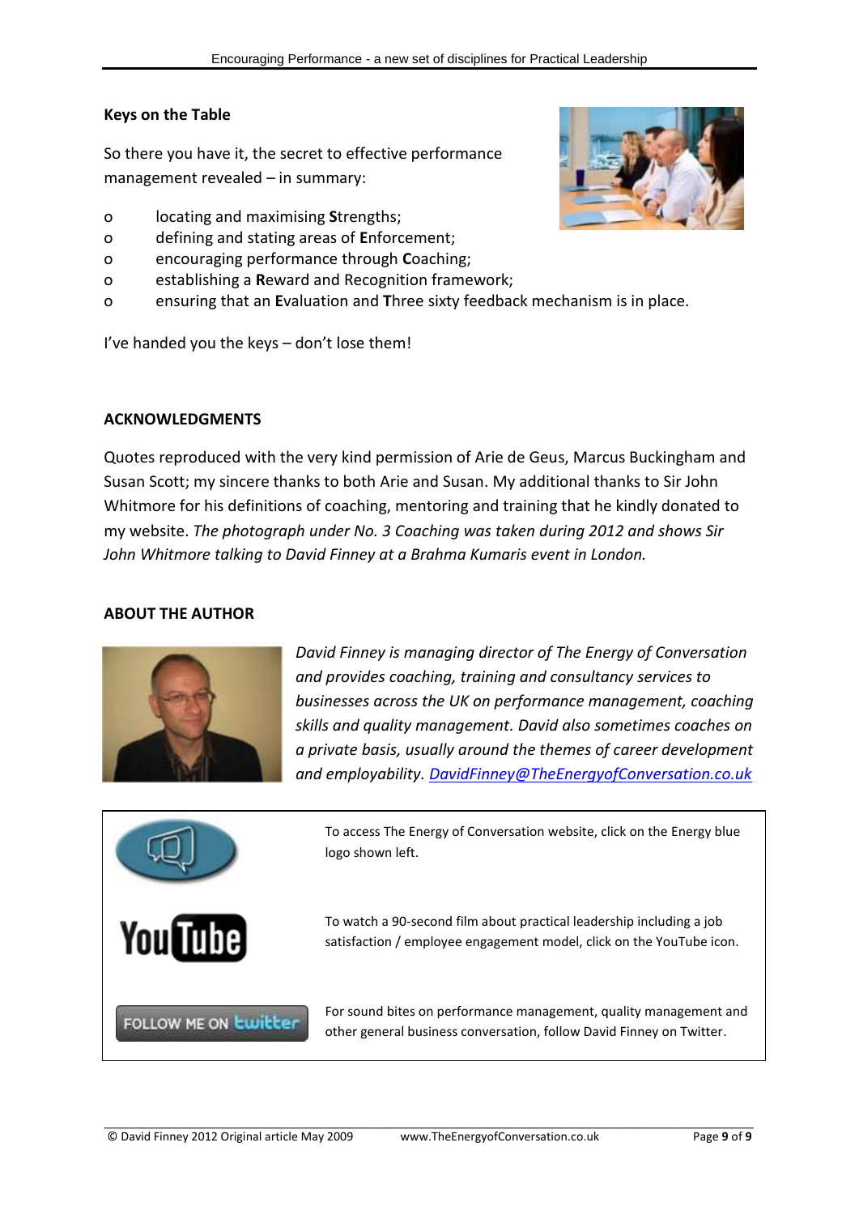### Keys on the Table

So there you have it, the secret to effective performance management revealed – in summary:

- locating and maximising **S**trengths;
- defining and stating areas of **E**nforcement;
- encouraging performance through **C**oaching;
- establishing a **R**eward and Recognition framework;
- ensuring that an **E**valuation and **T**hree sixty feedback mechanism is in place.

I've handed you the keys – don't lose them!

### ACKNOWLEDGMENTS

Quotes reproduced with the very kind permission of Arie de Geus, Marcus Buckingham and Susan Scott; my sincere thanks to both Arie and Susan. My additional thanks to Sir John Whitmore for his definitions of coaching, mentoring and training that he kindly donated to my website. *The photograph under No. 3 Coaching was taken during 2012 and shows Sir John Whitmore talking to David Finney at a Brahma Kumaris event in London.*

### ABOUT THE AUTHOR

*David Finney is managing director of The Energy of Conversation and provides coaching, training and consultancy services to businesses across the UK on performance management, coaching skills and quality management. David also sometimes coaches on a private basis, usually around the themes of career development and employability.* DavidFinney@TheEnergyofConversation.co.uk

To access The Energy of Conversation website, click on the Energy blue logo shown left.

To watch a 90-second film about practical leadership including a job satisfaction / employee engagement model, click on the YouTube icon.

For sound bites on performance management, quality management and other general business conversation, follow David Finney on Twitter.

© David Finney 2012 Original article May 2009 www.TheEnergyofConversation.co.uk